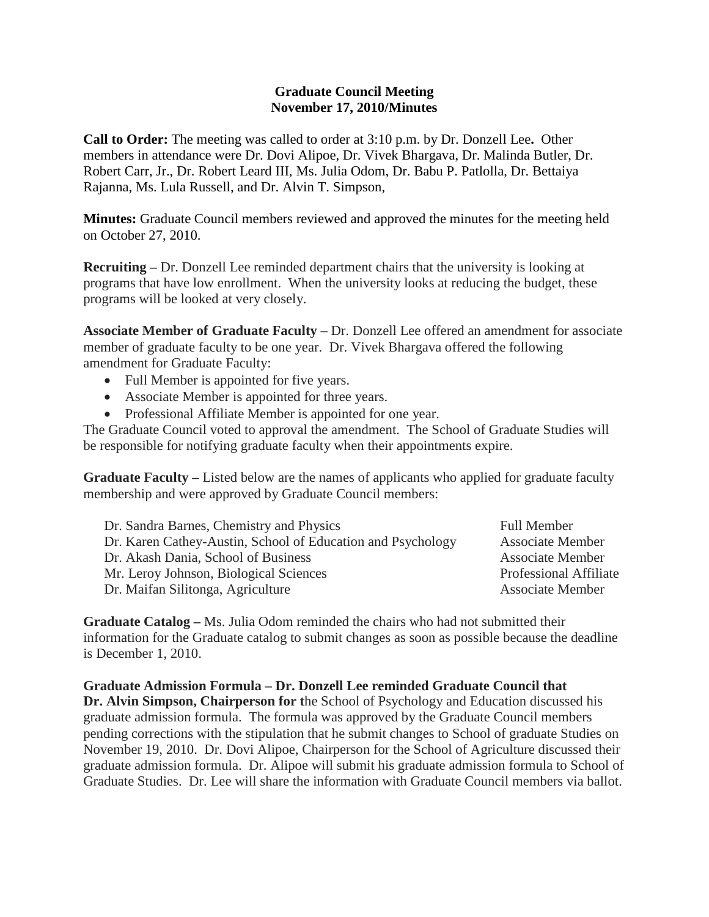**Graduate Council Meeting**
**November 17, 2010/Minutes**

**Call to Order:** The meeting was called to order at 3:10 p.m. by Dr. Donzell Lee**.** Other members in attendance were Dr. Dovi Alipoe, Dr. Vivek Bhargava, Dr. Malinda Butler, Dr. Robert Carr, Jr., Dr. Robert Leard III, Ms. Julia Odom, Dr. Babu P. Patlolla, Dr. Bettaiya Rajanna, Ms. Lula Russell, and Dr. Alvin T. Simpson,

**Minutes:** Graduate Council members reviewed and approved the minutes for the meeting held on October 27, 2010.

**Recruiting –** Dr. Donzell Lee reminded department chairs that the university is looking at programs that have low enrollment. When the university looks at reducing the budget, these programs will be looked at very closely.

**Associate Member of Graduate Faculty** – Dr. Donzell Lee offered an amendment for associate member of graduate faculty to be one year. Dr. Vivek Bhargava offered the following amendment for Graduate Faculty:

- Full Member is appointed for five years.
- Associate Member is appointed for three years.
- Professional Affiliate Member is appointed for one year.

The Graduate Council voted to approval the amendment. The School of Graduate Studies will be responsible for notifying graduate faculty when their appointments expire.

**Graduate Faculty –** Listed below are the names of applicants who applied for graduate faculty membership and were approved by Graduate Council members:

| | |
|---|---|
| Dr. Sandra Barnes, Chemistry and Physics | Full Member |
| Dr. Karen Cathey-Austin, School of Education and Psychology | Associate Member |
| Dr. Akash Dania, School of Business | Associate Member |
| Mr. Leroy Johnson, Biological Sciences | Professional Affiliate |
| Dr. Maifan Silitonga, Agriculture | Associate Member |

**Graduate Catalog –** Ms. Julia Odom reminded the chairs who had not submitted their information for the Graduate catalog to submit changes as soon as possible because the deadline is December 1, 2010.

**Graduate Admission Formula – Dr. Donzell Lee reminded Graduate Council that Dr. Alvin Simpson, Chairperson for t**he School of Psychology and Education discussed his graduate admission formula. The formula was approved by the Graduate Council members pending corrections with the stipulation that he submit changes to School of graduate Studies on November 19, 2010. Dr. Dovi Alipoe, Chairperson for the School of Agriculture discussed their graduate admission formula. Dr. Alipoe will submit his graduate admission formula to School of Graduate Studies. Dr. Lee will share the information with Graduate Council members via ballot.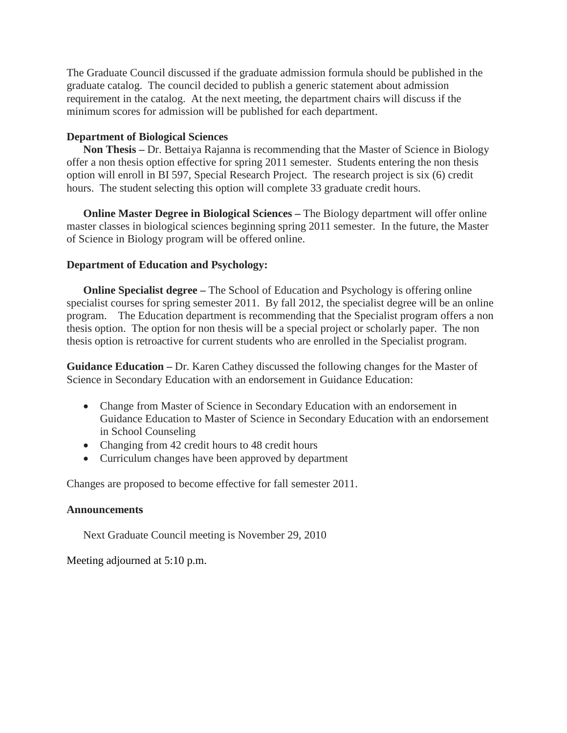The Graduate Council discussed if the graduate admission formula should be published in the graduate catalog. The council decided to publish a generic statement about admission requirement in the catalog. At the next meeting, the department chairs will discuss if the minimum scores for admission will be published for each department.

**Department of Biological Sciences**

**Non Thesis –** Dr. Bettaiya Rajanna is recommending that the Master of Science in Biology offer a non thesis option effective for spring 2011 semester. Students entering the non thesis option will enroll in BI 597, Special Research Project. The research project is six (6) credit hours. The student selecting this option will complete 33 graduate credit hours.

**Online Master Degree in Biological Sciences –** The Biology department will offer online master classes in biological sciences beginning spring 2011 semester. In the future, the Master of Science in Biology program will be offered online.

**Department of Education and Psychology:**

**Online Specialist degree –** The School of Education and Psychology is offering online specialist courses for spring semester 2011. By fall 2012, the specialist degree will be an online program. The Education department is recommending that the Specialist program offers a non thesis option. The option for non thesis will be a special project or scholarly paper. The non thesis option is retroactive for current students who are enrolled in the Specialist program.

**Guidance Education –** Dr. Karen Cathey discussed the following changes for the Master of Science in Secondary Education with an endorsement in Guidance Education:

- Change from Master of Science in Secondary Education with an endorsement in Guidance Education to Master of Science in Secondary Education with an endorsement in School Counseling
- Changing from 42 credit hours to 48 credit hours
- Curriculum changes have been approved by department

Changes are proposed to become effective for fall semester 2011.

**Announcements**

Next Graduate Council meeting is November 29, 2010

Meeting adjourned at 5:10 p.m.